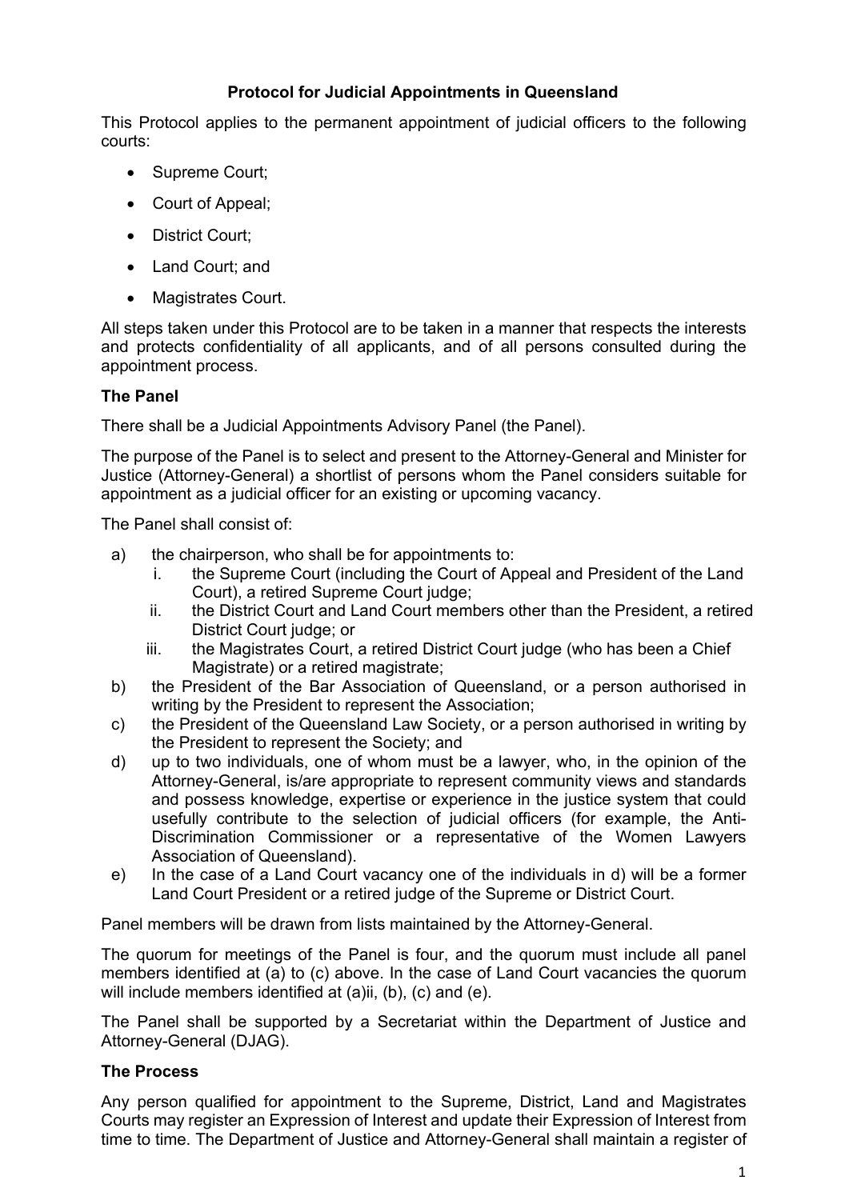# Protocol for Judicial Appointments in Queensland

This Protocol applies to the permanent appointment of judicial officers to the following courts:

- Supreme Court;
- Court of Appeal;
- District Court;
- Land Court; and
- Magistrates Court.

All steps taken under this Protocol are to be taken in a manner that respects the interests and protects confidentiality of all applicants, and of all persons consulted during the appointment process.

## The Panel

There shall be a Judicial Appointments Advisory Panel (the Panel).

The purpose of the Panel is to select and present to the Attorney-General and Minister for Justice (Attorney-General) a shortlist of persons whom the Panel considers suitable for appointment as a judicial officer for an existing or upcoming vacancy.

The Panel shall consist of:

a) the chairperson, who shall be for appointments to:
   i. the Supreme Court (including the Court of Appeal and President of the Land Court), a retired Supreme Court judge;
   ii. the District Court and Land Court members other than the President, a retired District Court judge; or
   iii. the Magistrates Court, a retired District Court judge (who has been a Chief Magistrate) or a retired magistrate;
b) the President of the Bar Association of Queensland, or a person authorised in writing by the President to represent the Association;
c) the President of the Queensland Law Society, or a person authorised in writing by the President to represent the Society; and
d) up to two individuals, one of whom must be a lawyer, who, in the opinion of the Attorney-General, is/are appropriate to represent community views and standards and possess knowledge, expertise or experience in the justice system that could usefully contribute to the selection of judicial officers (for example, the Anti-Discrimination Commissioner or a representative of the Women Lawyers Association of Queensland).
e) In the case of a Land Court vacancy one of the individuals in d) will be a former Land Court President or a retired judge of the Supreme or District Court.

Panel members will be drawn from lists maintained by the Attorney-General.

The quorum for meetings of the Panel is four, and the quorum must include all panel members identified at (a) to (c) above. In the case of Land Court vacancies the quorum will include members identified at (a)ii, (b), (c) and (e).

The Panel shall be supported by a Secretariat within the Department of Justice and Attorney-General (DJAG).

## The Process

Any person qualified for appointment to the Supreme, District, Land and Magistrates Courts may register an Expression of Interest and update their Expression of Interest from time to time. The Department of Justice and Attorney-General shall maintain a register of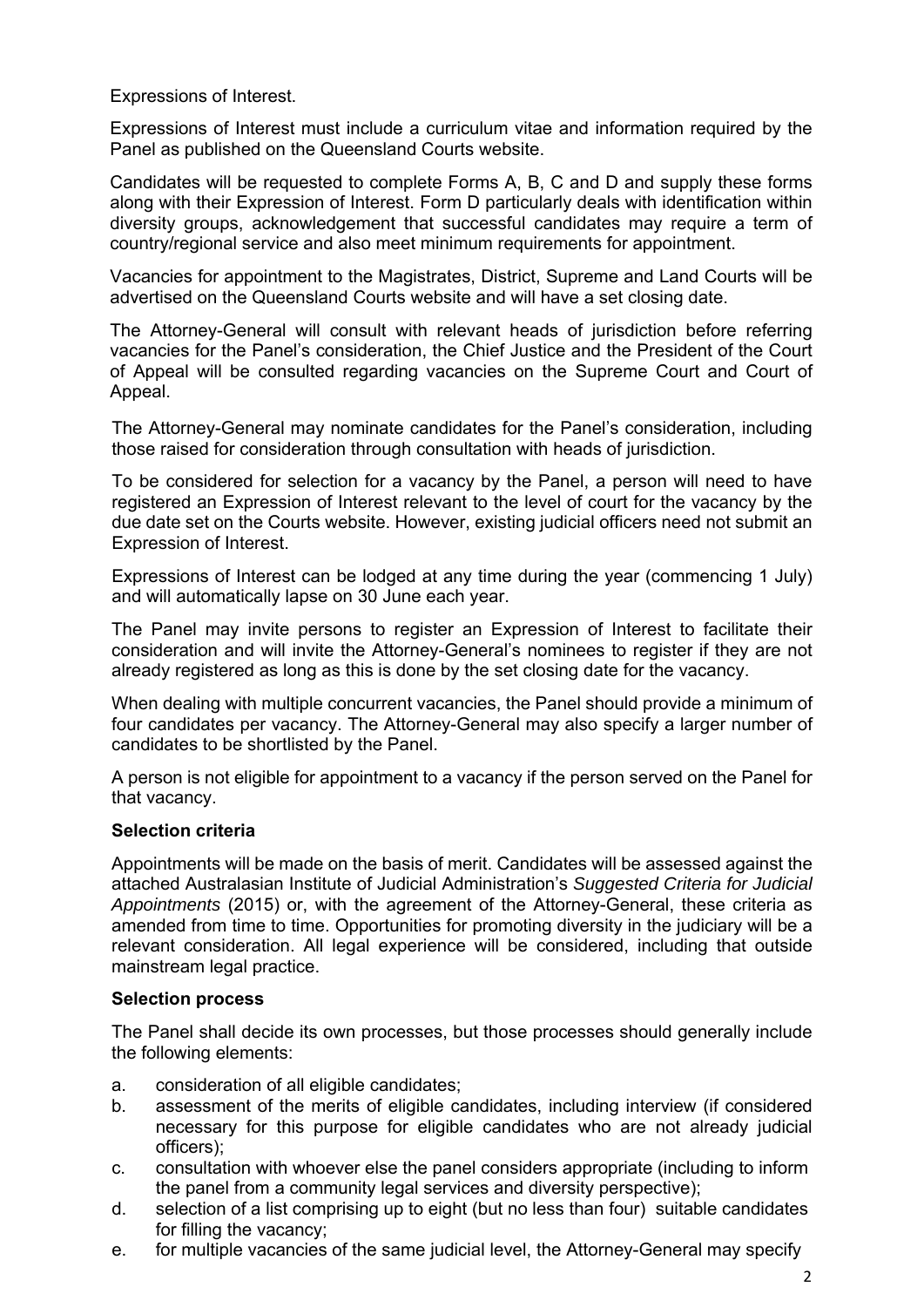Expressions of Interest.

Expressions of Interest must include a curriculum vitae and information required by the Panel as published on the Queensland Courts website.

Candidates will be requested to complete Forms A, B, C and D and supply these forms along with their Expression of Interest. Form D particularly deals with identification within diversity groups, acknowledgement that successful candidates may require a term of country/regional service and also meet minimum requirements for appointment.

Vacancies for appointment to the Magistrates, District, Supreme and Land Courts will be advertised on the Queensland Courts website and will have a set closing date.

The Attorney-General will consult with relevant heads of jurisdiction before referring vacancies for the Panel's consideration, the Chief Justice and the President of the Court of Appeal will be consulted regarding vacancies on the Supreme Court and Court of Appeal.

The Attorney-General may nominate candidates for the Panel's consideration, including those raised for consideration through consultation with heads of jurisdiction.

To be considered for selection for a vacancy by the Panel, a person will need to have registered an Expression of Interest relevant to the level of court for the vacancy by the due date set on the Courts website. However, existing judicial officers need not submit an Expression of Interest.

Expressions of Interest can be lodged at any time during the year (commencing 1 July) and will automatically lapse on 30 June each year.

The Panel may invite persons to register an Expression of Interest to facilitate their consideration and will invite the Attorney-General's nominees to register if they are not already registered as long as this is done by the set closing date for the vacancy.

When dealing with multiple concurrent vacancies, the Panel should provide a minimum of four candidates per vacancy. The Attorney-General may also specify a larger number of candidates to be shortlisted by the Panel.

A person is not eligible for appointment to a vacancy if the person served on the Panel for that vacancy.

**Selection criteria**

Appointments will be made on the basis of merit. Candidates will be assessed against the attached Australasian Institute of Judicial Administration's *Suggested Criteria for Judicial Appointments* (2015) or, with the agreement of the Attorney-General, these criteria as amended from time to time. Opportunities for promoting diversity in the judiciary will be a relevant consideration. All legal experience will be considered, including that outside mainstream legal practice.

**Selection process**

The Panel shall decide its own processes, but those processes should generally include the following elements:

a. consideration of all eligible candidates;
b. assessment of the merits of eligible candidates, including interview (if considered necessary for this purpose for eligible candidates who are not already judicial officers);
c. consultation with whoever else the panel considers appropriate (including to inform the panel from a community legal services and diversity perspective);
d. selection of a list comprising up to eight (but no less than four) suitable candidates for filling the vacancy;
e. for multiple vacancies of the same judicial level, the Attorney-General may specify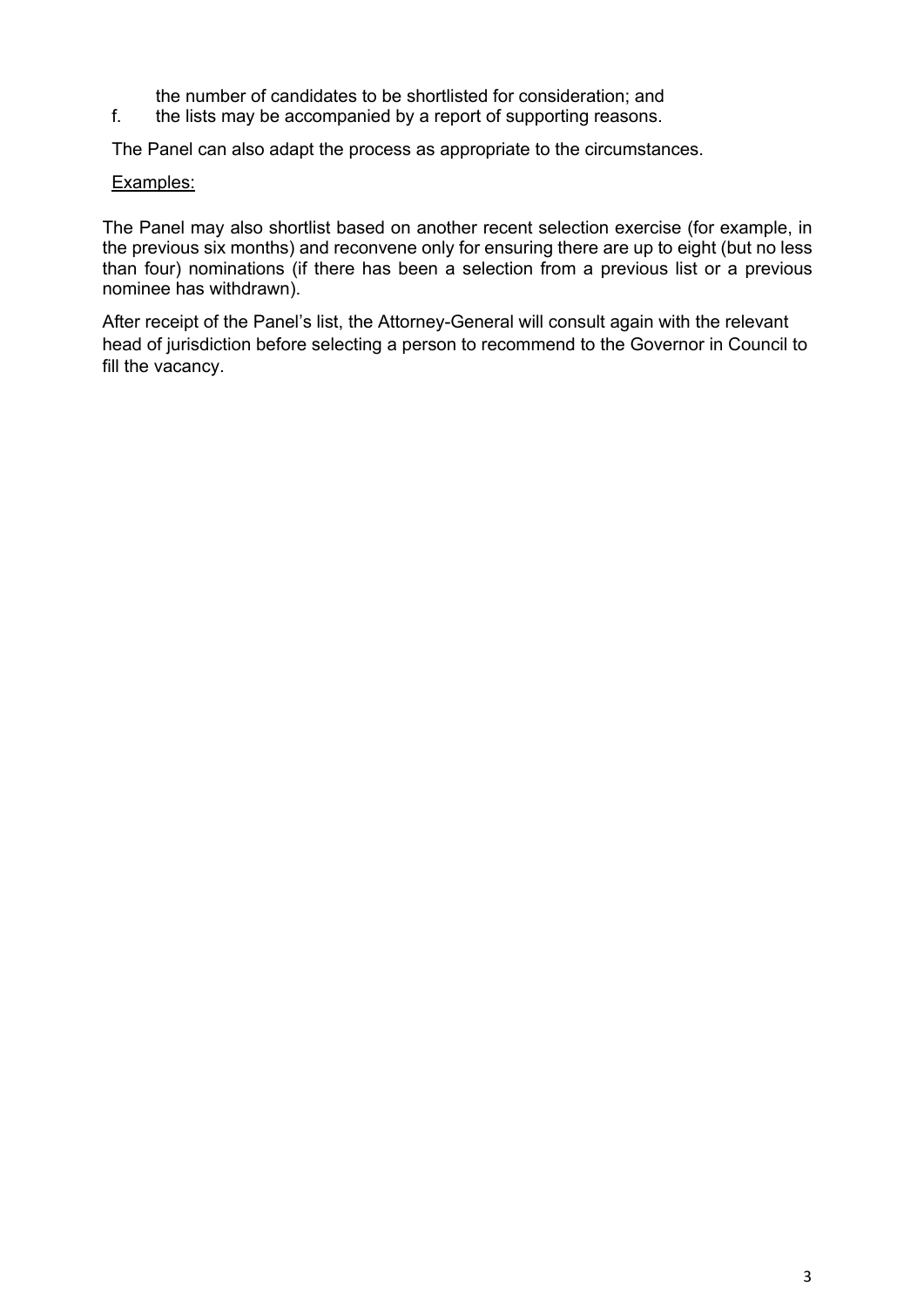the number of candidates to be shortlisted for consideration; and

f. the lists may be accompanied by a report of supporting reasons.

The Panel can also adapt the process as appropriate to the circumstances.

Examples:

The Panel may also shortlist based on another recent selection exercise (for example, in the previous six months) and reconvene only for ensuring there are up to eight (but no less than four) nominations (if there has been a selection from a previous list or a previous nominee has withdrawn).

After receipt of the Panel's list, the Attorney-General will consult again with the relevant head of jurisdiction before selecting a person to recommend to the Governor in Council to fill the vacancy.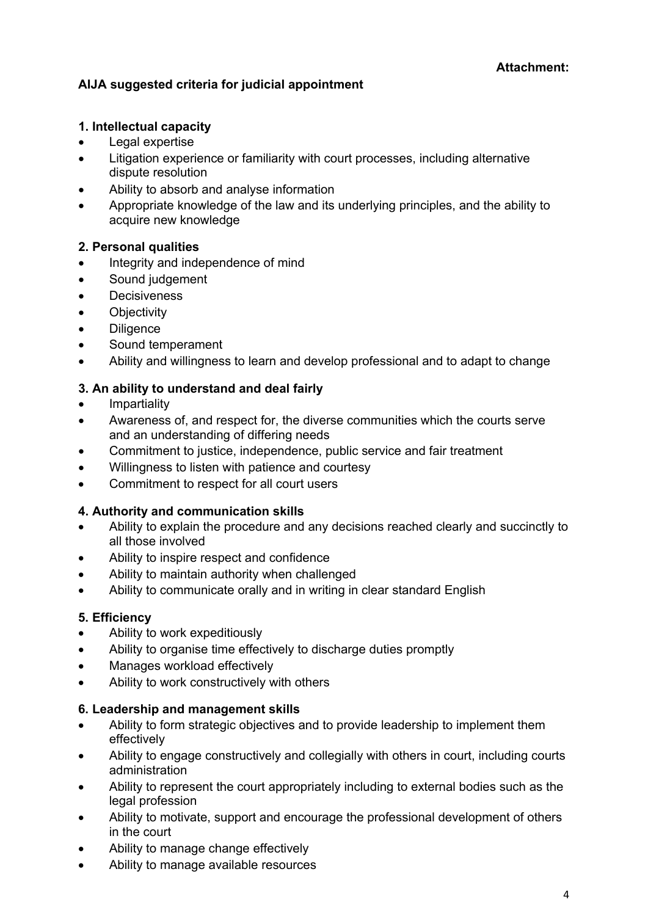**Attachment:**

## AIJA suggested criteria for judicial appointment

### 1. Intellectual capacity

- Legal expertise
- Litigation experience or familiarity with court processes, including alternative dispute resolution
- Ability to absorb and analyse information
- Appropriate knowledge of the law and its underlying principles, and the ability to acquire new knowledge

### 2. Personal qualities

- Integrity and independence of mind
- Sound judgement
- Decisiveness
- Objectivity
- Diligence
- Sound temperament
- Ability and willingness to learn and develop professional and to adapt to change

### 3. An ability to understand and deal fairly

- Impartiality
- Awareness of, and respect for, the diverse communities which the courts serve and an understanding of differing needs
- Commitment to justice, independence, public service and fair treatment
- Willingness to listen with patience and courtesy
- Commitment to respect for all court users

### 4. Authority and communication skills

- Ability to explain the procedure and any decisions reached clearly and succinctly to all those involved
- Ability to inspire respect and confidence
- Ability to maintain authority when challenged
- Ability to communicate orally and in writing in clear standard English

### 5. Efficiency

- Ability to work expeditiously
- Ability to organise time effectively to discharge duties promptly
- Manages workload effectively
- Ability to work constructively with others

### 6. Leadership and management skills

- Ability to form strategic objectives and to provide leadership to implement them effectively
- Ability to engage constructively and collegially with others in court, including courts administration
- Ability to represent the court appropriately including to external bodies such as the legal profession
- Ability to motivate, support and encourage the professional development of others in the court
- Ability to manage change effectively
- Ability to manage available resources